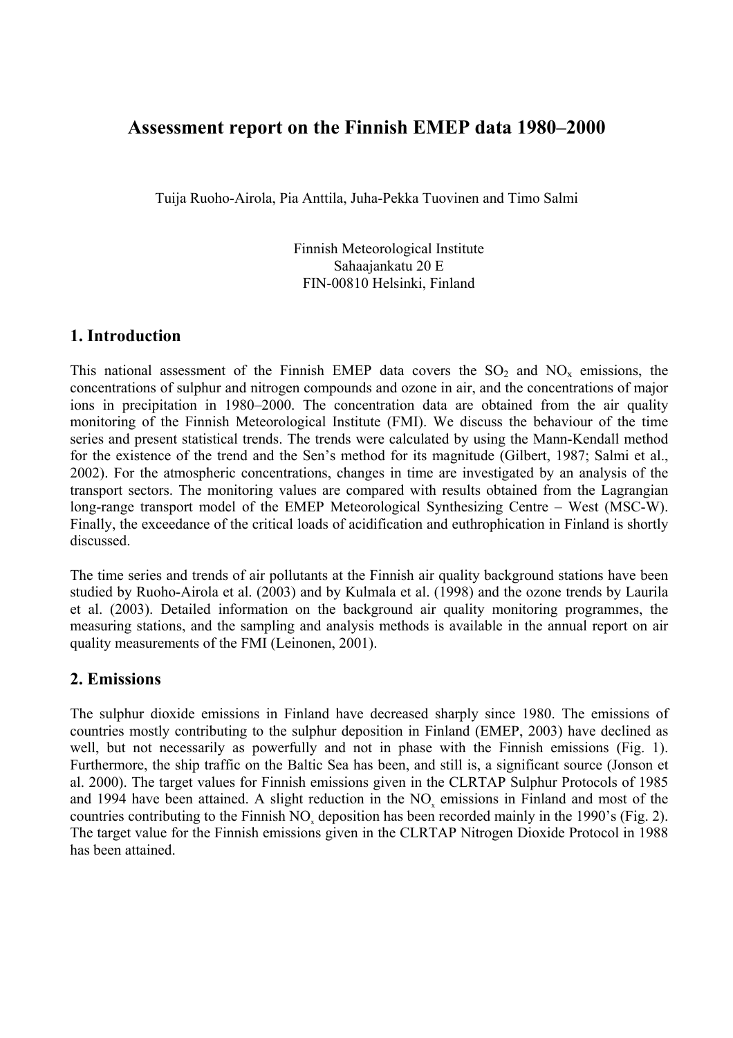# Assessment report on the Finnish EMEP data 1980–2000

Tuija Ruoho-Airola, Pia Anttila, Juha-Pekka Tuovinen and Timo Salmi

Finnish Meteorological Institute
Sahaajankatu 20 E
FIN-00810 Helsinki, Finland

## 1. Introduction

This national assessment of the Finnish EMEP data covers the $SO_2$ and $NO_x$ emissions, the concentrations of sulphur and nitrogen compounds and ozone in air, and the concentrations of major ions in precipitation in 1980–2000. The concentration data are obtained from the air quality monitoring of the Finnish Meteorological Institute (FMI). We discuss the behaviour of the time series and present statistical trends. The trends were calculated by using the Mann-Kendall method for the existence of the trend and the Sen's method for its magnitude (Gilbert, 1987; Salmi et al., 2002). For the atmospheric concentrations, changes in time are investigated by an analysis of the transport sectors. The monitoring values are compared with results obtained from the Lagrangian long-range transport model of the EMEP Meteorological Synthesizing Centre – West (MSC-W). Finally, the exceedance of the critical loads of acidification and euthrophication in Finland is shortly discussed.

The time series and trends of air pollutants at the Finnish air quality background stations have been studied by Ruoho-Airola et al. (2003) and by Kulmala et al. (1998) and the ozone trends by Laurila et al. (2003). Detailed information on the background air quality monitoring programmes, the measuring stations, and the sampling and analysis methods is available in the annual report on air quality measurements of the FMI (Leinonen, 2001).

## 2. Emissions

The sulphur dioxide emissions in Finland have decreased sharply since 1980. The emissions of countries mostly contributing to the sulphur deposition in Finland (EMEP, 2003) have declined as well, but not necessarily as powerfully and not in phase with the Finnish emissions (Fig. 1). Furthermore, the ship traffic on the Baltic Sea has been, and still is, a significant source (Jonson et al. 2000). The target values for Finnish emissions given in the CLRTAP Sulphur Protocols of 1985 and 1994 have been attained. A slight reduction in the $NO_x$ emissions in Finland and most of the countries contributing to the Finnish $NO_x$ deposition has been recorded mainly in the 1990's (Fig. 2). The target value for the Finnish emissions given in the CLRTAP Nitrogen Dioxide Protocol in 1988 has been attained.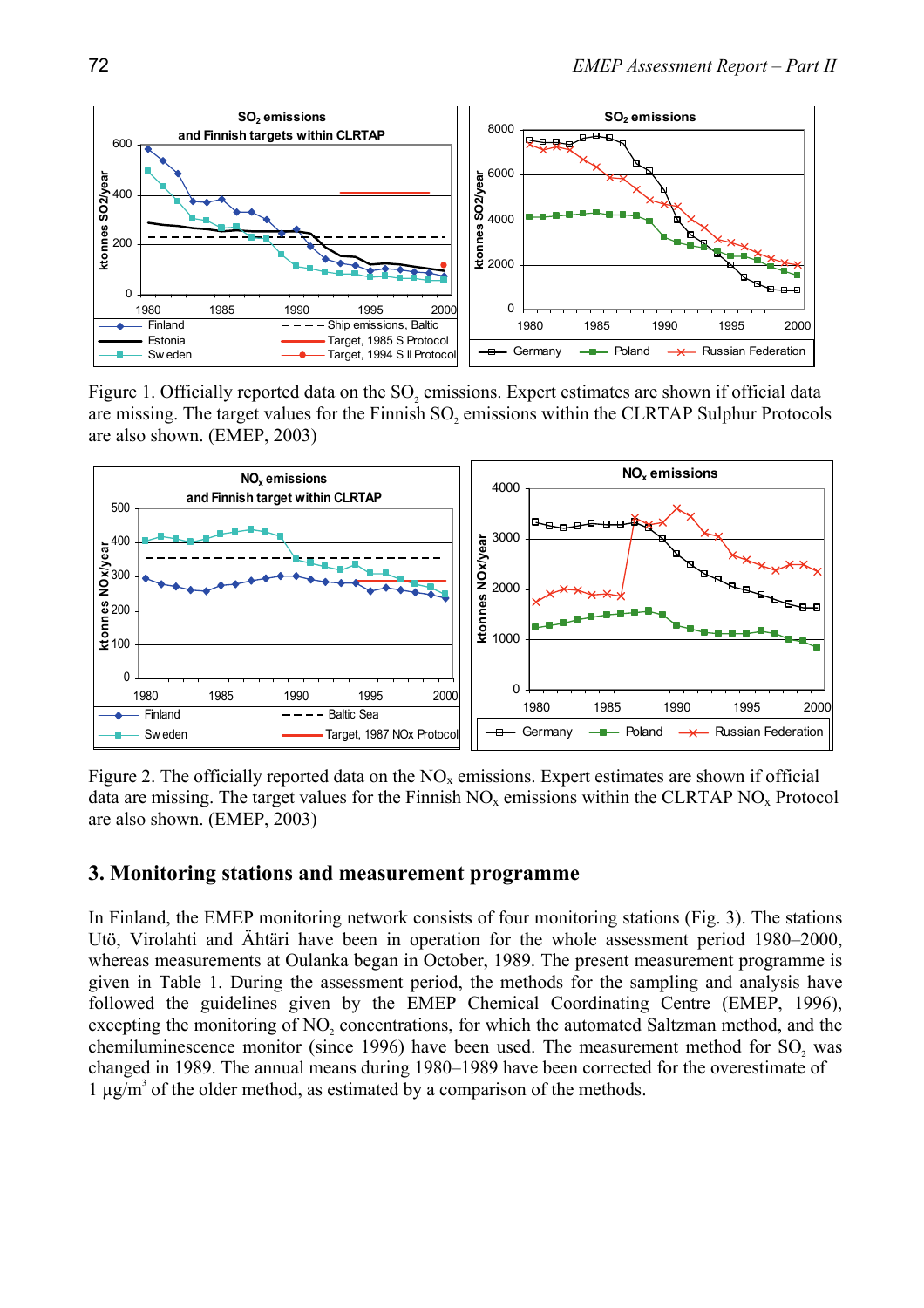Figure 1. Officially reported data on the $SO_2$ emissions. Expert estimates are shown if official data are missing. The target values for the Finnish $SO_2$ emissions within the CLRTAP Sulphur Protocols are also shown. (EMEP, 2003)

Figure 2. The officially reported data on the $NO_x$ emissions. Expert estimates are shown if official data are missing. The target values for the Finnish $NO_x$ emissions within the CLRTAP $NO_x$ Protocol are also shown. (EMEP, 2003)

## 3. Monitoring stations and measurement programme

In Finland, the EMEP monitoring network consists of four monitoring stations (Fig. 3). The stations Utö, Virolahti and Ähtäri have been in operation for the whole assessment period 1980–2000, whereas measurements at Oulanka began in October, 1989. The present measurement programme is given in Table 1. During the assessment period, the methods for the sampling and analysis have followed the guidelines given by the EMEP Chemical Coordinating Centre (EMEP, 1996), excepting the monitoring of $NO_2$ concentrations, for which the automated Saltzman method, and the chemiluminescence monitor (since 1996) have been used. The measurement method for $SO_2$ was changed in 1989. The annual means during 1980–1989 have been corrected for the overestimate of 1 $\mu g/m^3$ of the older method, as estimated by a comparison of the methods.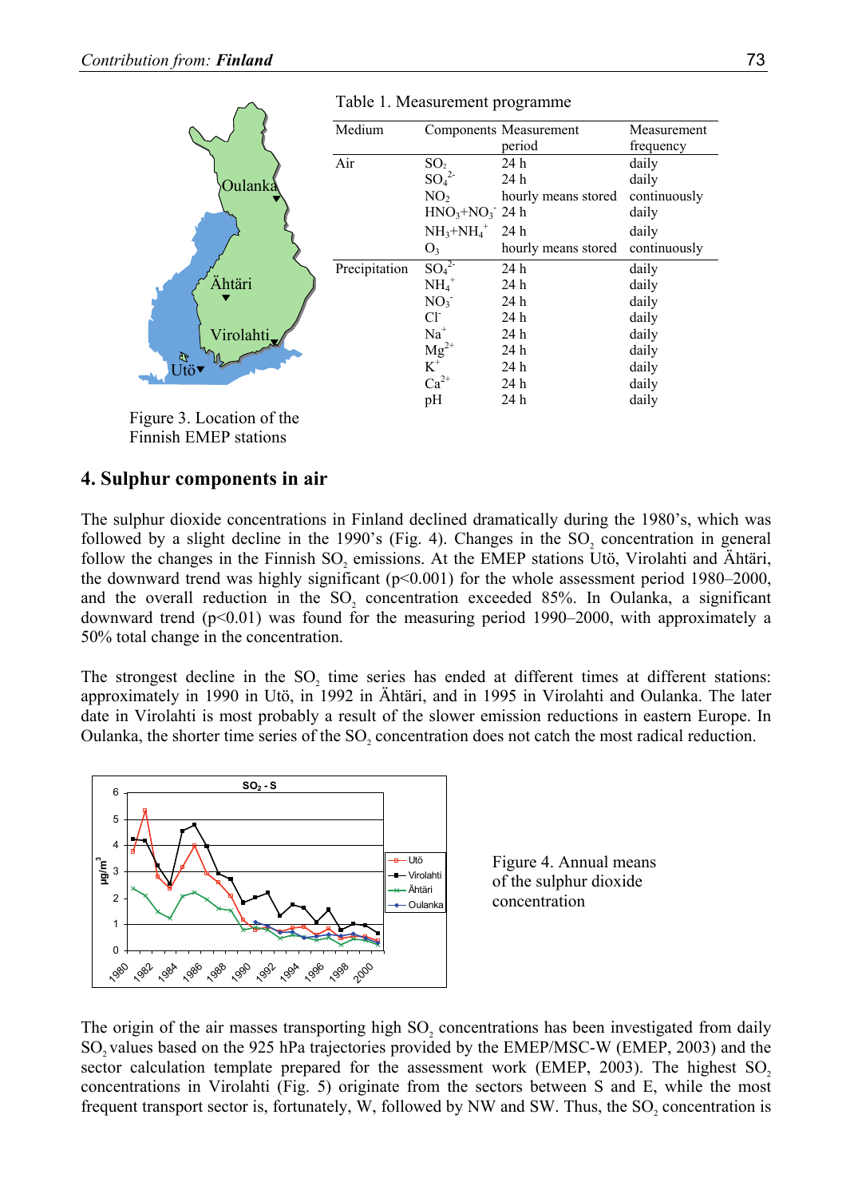Table 1. Measurement programme

| Medium | Components | Measurement period | Measurement frequency |
|---|---|---|---|
| Air | $SO_2$ | 24 h | daily |
| | $SO_4^{2-}$ | 24 h | daily |
| | $NO_2$ | hourly means stored | continuously |
| | $HNO_3$+$NO_3^-$ | 24 h | daily |
| | $NH_3$+$NH_4^+$ | 24 h | daily |
| | $O_3$ | hourly means stored | continuously |
| Precipitation | $SO_4^{2-}$ | 24 h | daily |
| | $NH_4^+$ | 24 h | daily |
| | $NO_3^-$ | 24 h | daily |
| | $Cl^-$ | 24 h | daily |
| | $Na^+$ | 24 h | daily |
| | $Mg^{2+}$ | 24 h | daily |
| | $K^+$ | 24 h | daily |
| | $Ca^{2+}$ | 24 h | daily |
| | pH | 24 h | daily |

Figure 3. Location of the Finnish EMEP stations

## 4. Sulphur components in air

The sulphur dioxide concentrations in Finland declined dramatically during the 1980's, which was followed by a slight decline in the 1990's (Fig. 4). Changes in the $SO_2$ concentration in general follow the changes in the Finnish $SO_2$ emissions. At the EMEP stations Utö, Virolahti and Ähtäri, the downward trend was highly significant ($p<0.001$) for the whole assessment period 1980–2000, and the overall reduction in the $SO_2$ concentration exceeded 85%. In Oulanka, a significant downward trend ($p<0.01$) was found for the measuring period 1990–2000, with approximately a 50% total change in the concentration.

The strongest decline in the $SO_2$ time series has ended at different times at different stations: approximately in 1990 in Utö, in 1992 in Ähtäri, and in 1995 in Virolahti and Oulanka. The later date in Virolahti is most probably a result of the slower emission reductions in eastern Europe. In Oulanka, the shorter time series of the $SO_2$ concentration does not catch the most radical reduction.

Figure 4. Annual means of the sulphur dioxide concentration

The origin of the air masses transporting high $SO_2$ concentrations has been investigated from daily $SO_2$ values based on the 925 hPa trajectories provided by the EMEP/MSC-W (EMEP, 2003) and the sector calculation template prepared for the assessment work (EMEP, 2003). The highest $SO_2$ concentrations in Virolahti (Fig. 5) originate from the sectors between S and E, while the most frequent transport sector is, fortunately, W, followed by NW and SW. Thus, the $SO_2$ concentration is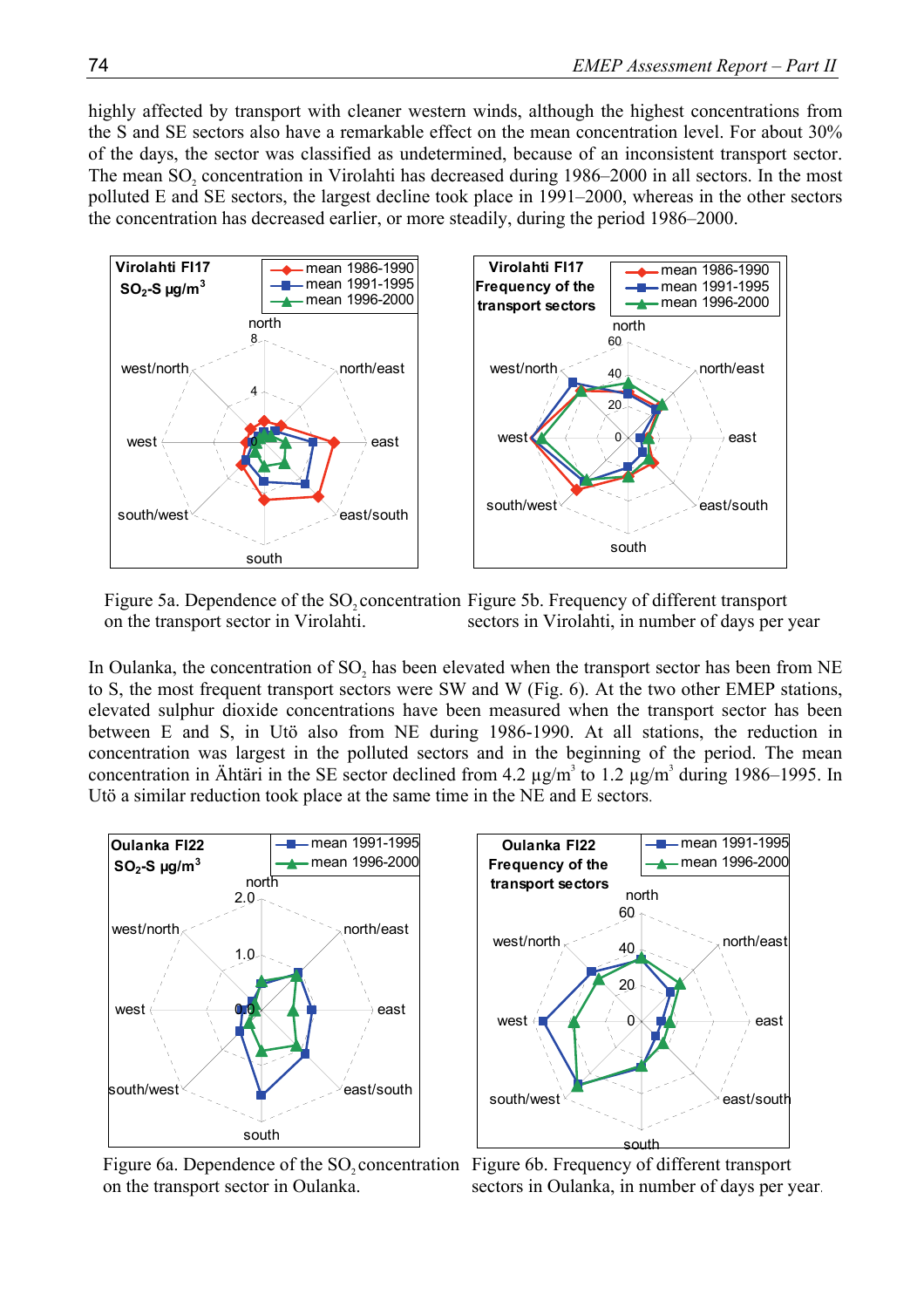highly affected by transport with cleaner western winds, although the highest concentrations from the S and SE sectors also have a remarkable effect on the mean concentration level. For about 30% of the days, the sector was classified as undetermined, because of an inconsistent transport sector. The mean $SO_2$ concentration in Virolahti has decreased during 1986–2000 in all sectors. In the most polluted E and SE sectors, the largest decline took place in 1991–2000, whereas in the other sectors the concentration has decreased earlier, or more steadily, during the period 1986–2000.

Figure 5a. Dependence of the $SO_2$ concentration on the transport sector in Virolahti.

Figure 5b. Frequency of different transport sectors in Virolahti, in number of days per year

In Oulanka, the concentration of $SO_2$ has been elevated when the transport sector has been from NE to S, the most frequent transport sectors were SW and W (Fig. 6). At the two other EMEP stations, elevated sulphur dioxide concentrations have been measured when the transport sector has been between E and S, in Utö also from NE during 1986-1990. At all stations, the reduction in concentration was largest in the polluted sectors and in the beginning of the period. The mean concentration in Ähtäri in the SE sector declined from 4.2 µg/m$^3$ to 1.2 µg/m$^3$ during 1986–1995. In Utö a similar reduction took place at the same time in the NE and E sectors.

Figure 6a. Dependence of the $SO_2$ concentration on the transport sector in Oulanka.

Figure 6b. Frequency of different transport sectors in Oulanka, in number of days per year.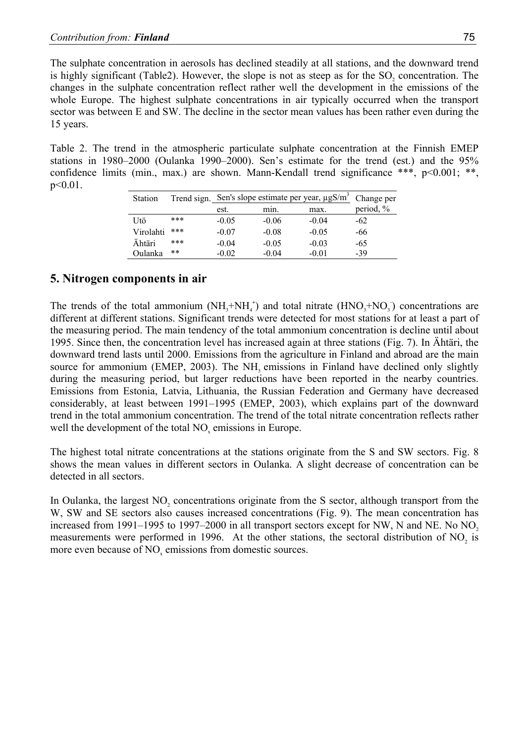The sulphate concentration in aerosols has declined steadily at all stations, and the downward trend is highly significant (Table2). However, the slope is not as steep as for the $SO_2$ concentration. The changes in the sulphate concentration reflect rather well the development in the emissions of the whole Europe. The highest sulphate concentrations in air typically occurred when the transport sector was between E and SW. The decline in the sector mean values has been rather even during the 15 years.

Table 2. The trend in the atmospheric particulate sulphate concentration at the Finnish EMEP stations in 1980–2000 (Oulanka 1990–2000). Sen's estimate for the trend (est.) and the 95% confidence limits (min., max.) are shown. Mann-Kendall trend significance ***, $p<0.001$; **, $p<0.01$.

| Station | Trend sign. | Sen's slope estimate per year, μgS/m³ | | | Change per period, % |
|---|---|---|---|---|---|
| | | est. | min. | max. | |
| Utö | *** | -0.05 | -0.06 | -0.04 | -62 |
| Virolahti | *** | -0.07 | -0.08 | -0.05 | -66 |
| Ähtäri | *** | -0.04 | -0.05 | -0.03 | -65 |
| Oulanka | ** | -0.02 | -0.04 | -0.01 | -39 |

## 5. Nitrogen components in air

The trends of the total ammonium ($NH_3$+$NH_4^+$) and total nitrate ($HNO_3$+$NO_3^-$) concentrations are different at different stations. Significant trends were detected for most stations for at least a part of the measuring period. The main tendency of the total ammonium concentration is decline until about 1995. Since then, the concentration level has increased again at three stations (Fig. 7). In Ähtäri, the downward trend lasts until 2000. Emissions from the agriculture in Finland and abroad are the main source for ammonium (EMEP, 2003). The $NH_3$ emissions in Finland have declined only slightly during the measuring period, but larger reductions have been reported in the nearby countries. Emissions from Estonia, Latvia, Lithuania, the Russian Federation and Germany have decreased considerably, at least between 1991–1995 (EMEP, 2003), which explains part of the downward trend in the total ammonium concentration. The trend of the total nitrate concentration reflects rather well the development of the total $NO_x$ emissions in Europe.

The highest total nitrate concentrations at the stations originate from the S and SW sectors. Fig. 8 shows the mean values in different sectors in Oulanka. A slight decrease of concentration can be detected in all sectors.

In Oulanka, the largest $NO_2$ concentrations originate from the S sector, although transport from the W, SW and SE sectors also causes increased concentrations (Fig. 9). The mean concentration has increased from 1991–1995 to 1997–2000 in all transport sectors except for NW, N and NE. No $NO_2$ measurements were performed in 1996. At the other stations, the sectoral distribution of $NO_2$ is more even because of $NO_x$ emissions from domestic sources.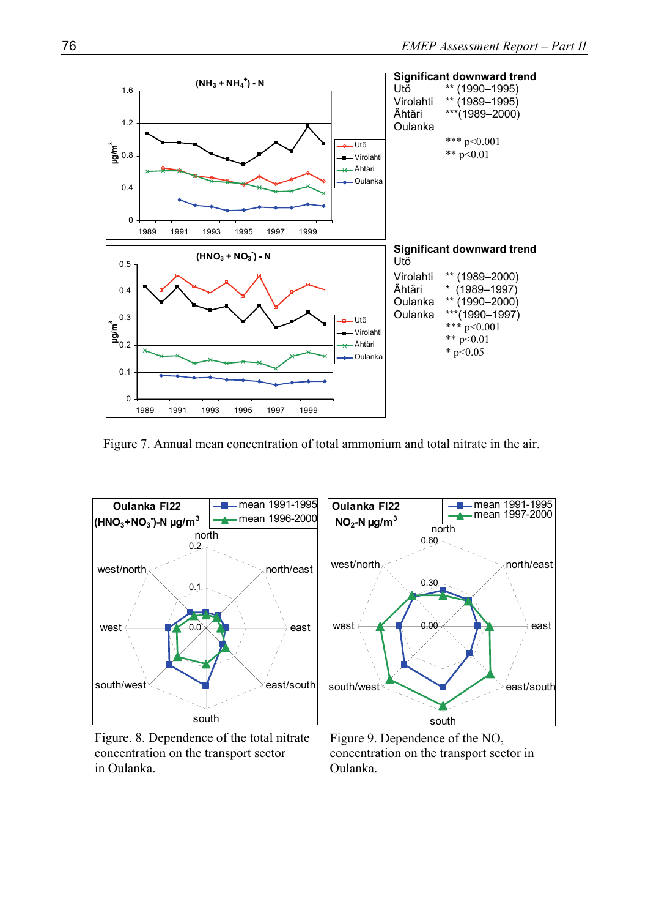**Significant downward trend**

| | |
|---|---|
| Utö | ** (1990–1995) |
| Virolahti | ** (1989–1995) |
| Ähtäri | ***(1989–2000) |
| Oulanka | |

*** $p<0.001$
** $p<0.01$

**Significant downward trend**

| | |
|---|---|
| Utö | |
| Virolahti | ** (1989–2000) |
| Ähtäri | * (1989–1997) |
| Oulanka | ** (1990–2000) |
| Oulanka | ***(1990–1997) |

*** $p<0.001$
** $p<0.01$
* $p<0.05$

Figure 7. Annual mean concentration of total ammonium and total nitrate in the air.

Figure. 8. Dependence of the total nitrate concentration on the transport sector in Oulanka.

Figure 9. Dependence of the $NO_2$ concentration on the transport sector in Oulanka.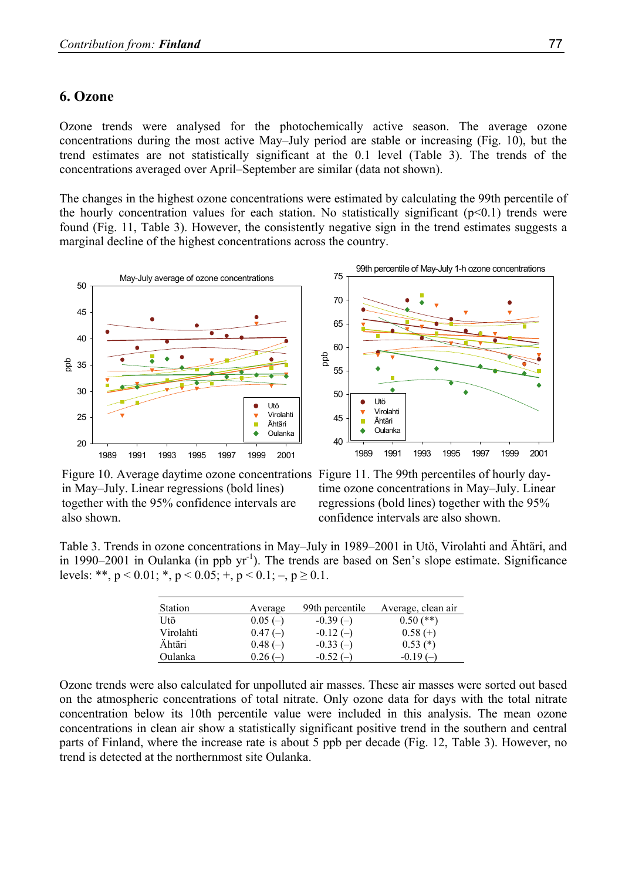## 6. Ozone

Ozone trends were analysed for the photochemically active season. The average ozone concentrations during the most active May–July period are stable or increasing (Fig. 10), but the trend estimates are not statistically significant at the 0.1 level (Table 3). The trends of the concentrations averaged over April–September are similar (data not shown).

The changes in the highest ozone concentrations were estimated by calculating the 99th percentile of the hourly concentration values for each station. No statistically significant (p<0.1) trends were found (Fig. 11, Table 3). However, the consistently negative sign in the trend estimates suggests a marginal decline of the highest concentrations across the country.

Figure 10. Average daytime ozone concentrations in May–July. Linear regressions (bold lines) together with the 95% confidence intervals are also shown.

Figure 11. The 99th percentiles of hourly daytime ozone concentrations in May–July. Linear regressions (bold lines) together with the 95% confidence intervals are also shown.

Table 3. Trends in ozone concentrations in May–July in 1989–2001 in Utö, Virolahti and Ähtäri, and in 1990–2001 in Oulanka (in ppb yr$^{-1}$). The trends are based on Sen's slope estimate. Significance levels: **, p < 0.01; *, p < 0.05; +, p < 0.1; –, p ≥ 0.1.

| Station | Average | 99th percentile | Average, clean air |
|---|---|---|---|
| Utö | 0.05 (–) | -0.39 (–) | 0.50 (**) |
| Virolahti | 0.47 (–) | -0.12 (–) | 0.58 (+) |
| Ähtäri | 0.48 (–) | -0.33 (–) | 0.53 (*) |
| Oulanka | 0.26 (–) | -0.52 (–) | -0.19 (–) |

Ozone trends were also calculated for unpolluted air masses. These air masses were sorted out based on the atmospheric concentrations of total nitrate. Only ozone data for days with the total nitrate concentration below its 10th percentile value were included in this analysis. The mean ozone concentrations in clean air show a statistically significant positive trend in the southern and central parts of Finland, where the increase rate is about 5 ppb per decade (Fig. 12, Table 3). However, no trend is detected at the northernmost site Oulanka.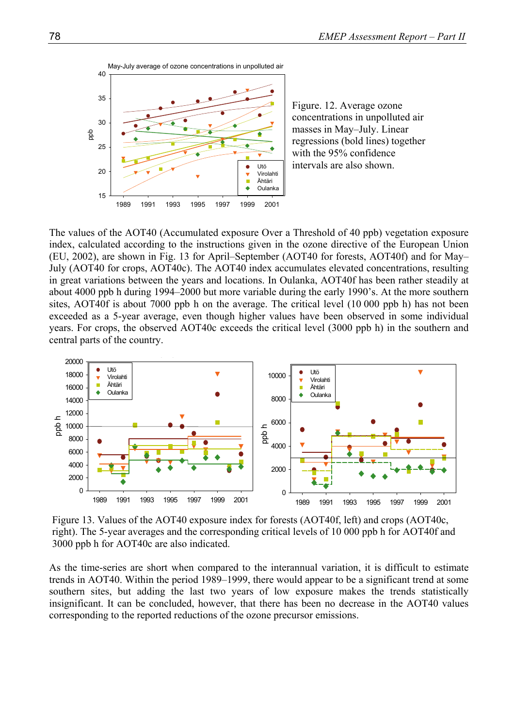Figure. 12. Average ozone concentrations in unpolluted air masses in May–July. Linear regressions (bold lines) together with the 95% confidence intervals are also shown.

The values of the AOT40 (Accumulated exposure Over a Threshold of 40 ppb) vegetation exposure index, calculated according to the instructions given in the ozone directive of the European Union (EU, 2002), are shown in Fig. 13 for April–September (AOT40 for forests, AOT40f) and for May–July (AOT40 for crops, AOT40c). The AOT40 index accumulates elevated concentrations, resulting in great variations between the years and locations. In Oulanka, AOT40f has been rather steadily at about 4000 ppb h during 1994–2000 but more variable during the early 1990's. At the more southern sites, AOT40f is about 7000 ppb h on the average. The critical level (10 000 ppb h) has not been exceeded as a 5-year average, even though higher values have been observed in some individual years. For crops, the observed AOT40c exceeds the critical level (3000 ppb h) in the southern and central parts of the country.

Figure 13. Values of the AOT40 exposure index for forests (AOT40f, left) and crops (AOT40c, right). The 5-year averages and the corresponding critical levels of 10 000 ppb h for AOT40f and 3000 ppb h for AOT40c are also indicated.

As the time-series are short when compared to the interannual variation, it is difficult to estimate trends in AOT40. Within the period 1989–1999, there would appear to be a significant trend at some southern sites, but adding the last two years of low exposure makes the trends statistically insignificant. It can be concluded, however, that there has been no decrease in the AOT40 values corresponding to the reported reductions of the ozone precursor emissions.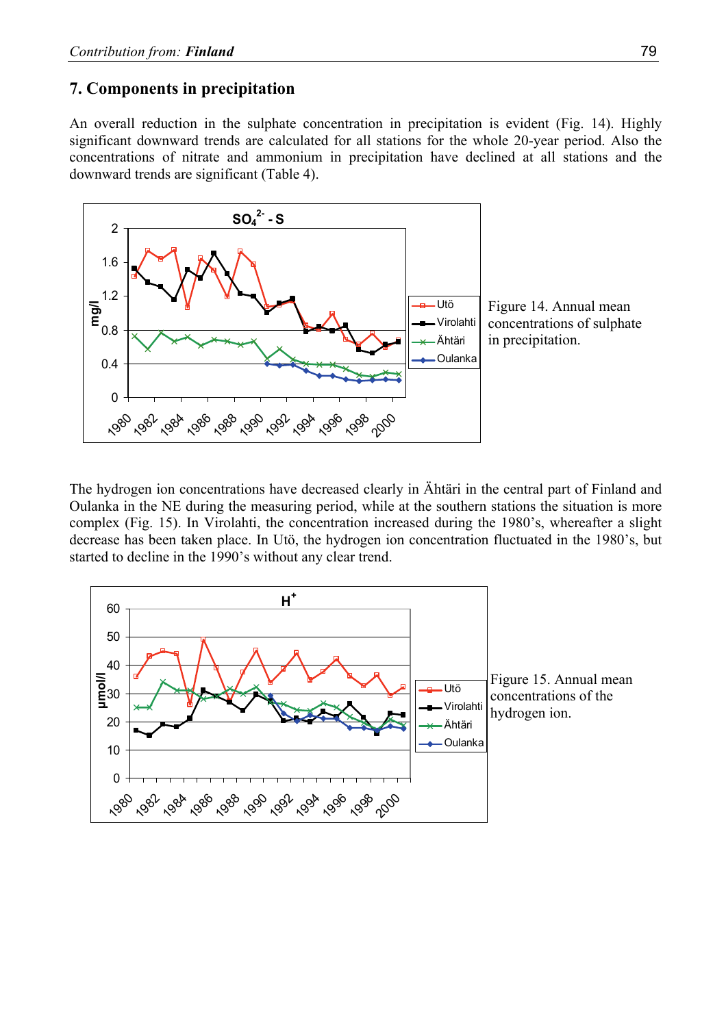## 7. Components in precipitation

An overall reduction in the sulphate concentration in precipitation is evident (Fig. 14). Highly significant downward trends are calculated for all stations for the whole 20-year period. Also the concentrations of nitrate and ammonium in precipitation have declined at all stations and the downward trends are significant (Table 4).

Figure 14. Annual mean concentrations of sulphate in precipitation.

The hydrogen ion concentrations have decreased clearly in Ähtäri in the central part of Finland and Oulanka in the NE during the measuring period, while at the southern stations the situation is more complex (Fig. 15). In Virolahti, the concentration increased during the 1980's, whereafter a slight decrease has been taken place. In Utö, the hydrogen ion concentration fluctuated in the 1980's, but started to decline in the 1990's without any clear trend.

Figure 15. Annual mean concentrations of the hydrogen ion.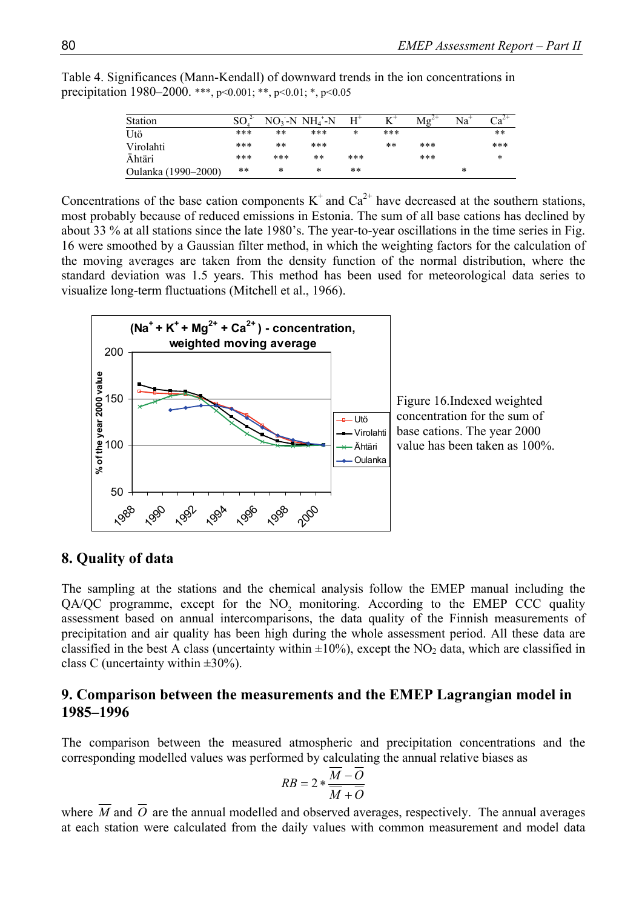Table 4. Significances (Mann-Kendall) of downward trends in the ion concentrations in precipitation 1980–2000. ***, p<0.001; **, p<0.01; *, p<0.05

| Station | $SO_4^{2-}$ | $NO_3^-$-N | $NH_4^+$-N | $H^+$ | $K^+$ | $Mg^{2+}$ | $Na^+$ | $Ca^{2+}$ |
|---|---|---|---|---|---|---|---|---|
| Utö | *** | ** | *** | * | *** | | | ** |
| Virolahti | *** | ** | *** | | ** | *** | | *** |
| Ähtäri | *** | *** | ** | *** | | *** | | * |
| Oulanka (1990–2000) | ** | * | * | ** | | | * | |

Concentrations of the base cation components $K^+$ and $Ca^{2+}$ have decreased at the southern stations, most probably because of reduced emissions in Estonia. The sum of all base cations has declined by about 33 % at all stations since the late 1980's. The year-to-year oscillations in the time series in Fig. 16 were smoothed by a Gaussian filter method, in which the weighting factors for the calculation of the moving averages are taken from the density function of the normal distribution, where the standard deviation was 1.5 years. This method has been used for meteorological data series to visualize long-term fluctuations (Mitchell et al., 1966).

Figure 16. Indexed weighted concentration for the sum of base cations. The year 2000 value has been taken as 100%.

## 8. Quality of data

The sampling at the stations and the chemical analysis follow the EMEP manual including the QA/QC programme, except for the $NO_2$ monitoring. According to the EMEP CCC quality assessment based on annual intercomparisons, the data quality of the Finnish measurements of precipitation and air quality has been high during the whole assessment period. All these data are classified in the best A class (uncertainty within ±10%), except the $NO_2$ data, which are classified in class C (uncertainty within ±30%).

## 9. Comparison between the measurements and the EMEP Lagrangian model in 1985–1996

The comparison between the measured atmospheric and precipitation concentrations and the corresponding modelled values was performed by calculating the annual relative biases as

$$RB = 2 * \frac{\overline{M} - \overline{O}}{\overline{M} + \overline{O}}$$

where $\overline{M}$ and $\overline{O}$ are the annual modelled and observed averages, respectively. The annual averages at each station were calculated from the daily values with common measurement and model data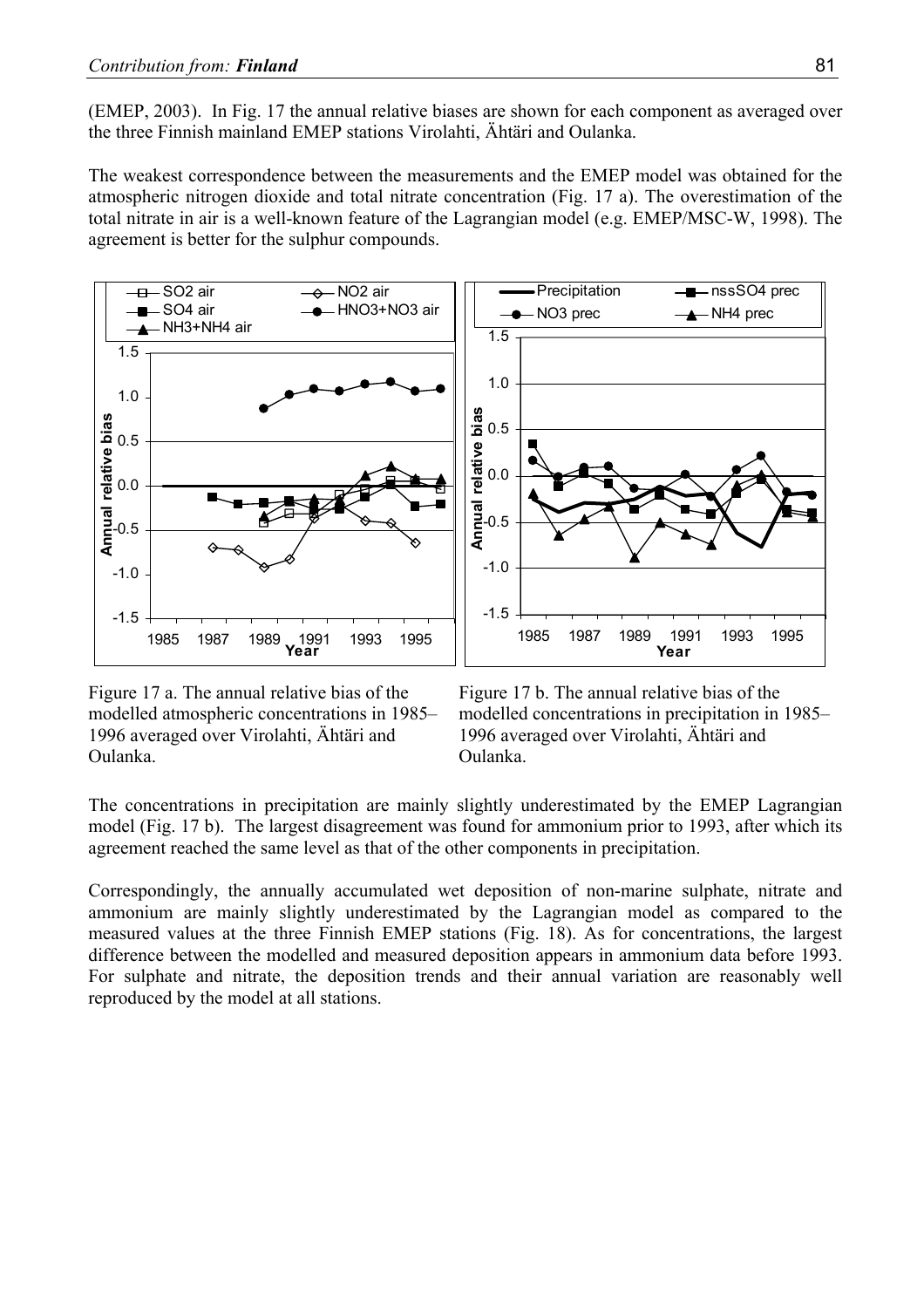(EMEP, 2003). In Fig. 17 the annual relative biases are shown for each component as averaged over the three Finnish mainland EMEP stations Virolahti, Ähtäri and Oulanka.

The weakest correspondence between the measurements and the EMEP model was obtained for the atmospheric nitrogen dioxide and total nitrate concentration (Fig. 17 a). The overestimation of the total nitrate in air is a well-known feature of the Lagrangian model (e.g. EMEP/MSC-W, 1998). The agreement is better for the sulphur compounds.

Figure 17 a. The annual relative bias of the modelled atmospheric concentrations in 1985–1996 averaged over Virolahti, Ähtäri and Oulanka.

Figure 17 b. The annual relative bias of the modelled concentrations in precipitation in 1985–1996 averaged over Virolahti, Ähtäri and Oulanka.

The concentrations in precipitation are mainly slightly underestimated by the EMEP Lagrangian model (Fig. 17 b). The largest disagreement was found for ammonium prior to 1993, after which its agreement reached the same level as that of the other components in precipitation.

Correspondingly, the annually accumulated wet deposition of non-marine sulphate, nitrate and ammonium are mainly slightly underestimated by the Lagrangian model as compared to the measured values at the three Finnish EMEP stations (Fig. 18). As for concentrations, the largest difference between the modelled and measured deposition appears in ammonium data before 1993. For sulphate and nitrate, the deposition trends and their annual variation are reasonably well reproduced by the model at all stations.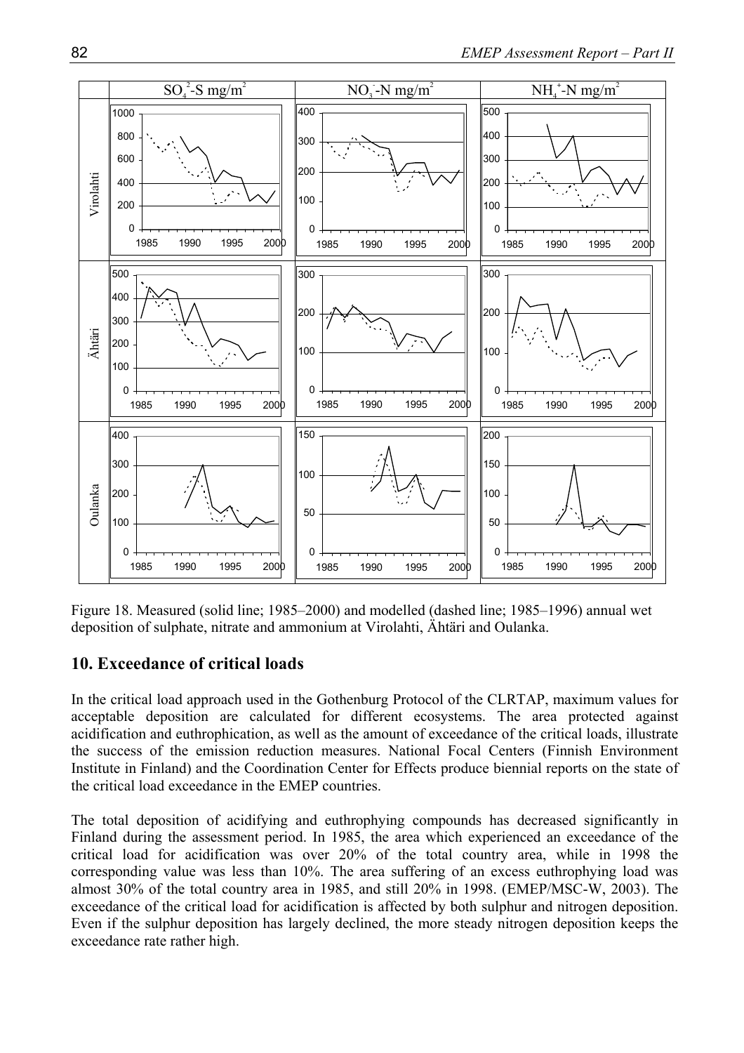Figure 18. Measured (solid line; 1985–2000) and modelled (dashed line; 1985–1996) annual wet deposition of sulphate, nitrate and ammonium at Virolahti, Ähtäri and Oulanka.

## 10. Exceedance of critical loads

In the critical load approach used in the Gothenburg Protocol of the CLRTAP, maximum values for acceptable deposition are calculated for different ecosystems. The area protected against acidification and euthrophication, as well as the amount of exceedance of the critical loads, illustrate the success of the emission reduction measures. National Focal Centers (Finnish Environment Institute in Finland) and the Coordination Center for Effects produce biennial reports on the state of the critical load exceedance in the EMEP countries.

The total deposition of acidifying and euthrophying compounds has decreased significantly in Finland during the assessment period. In 1985, the area which experienced an exceedance of the critical load for acidification was over 20% of the total country area, while in 1998 the corresponding value was less than 10%. The area suffering of an excess euthrophying load was almost 30% of the total country area in 1985, and still 20% in 1998. (EMEP/MSC-W, 2003). The exceedance of the critical load for acidification is affected by both sulphur and nitrogen deposition. Even if the sulphur deposition has largely declined, the more steady nitrogen deposition keeps the exceedance rate rather high.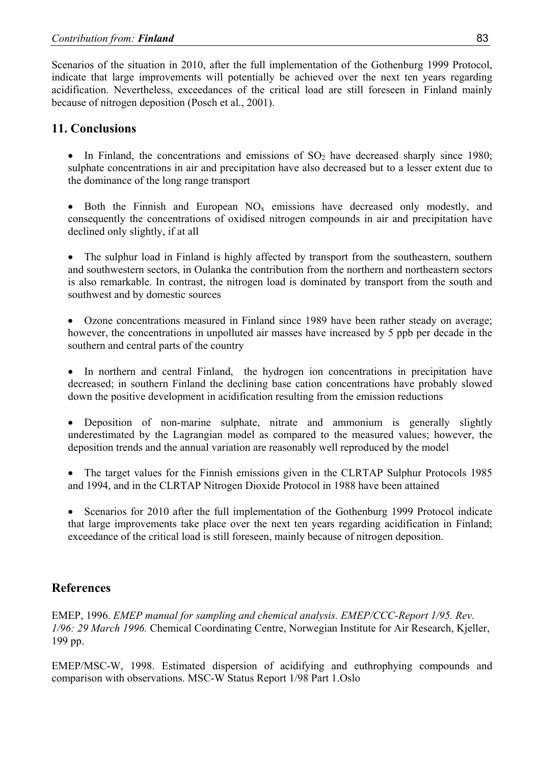Scenarios of the situation in 2010, after the full implementation of the Gothenburg 1999 Protocol, indicate that large improvements will potentially be achieved over the next ten years regarding acidification. Nevertheless, exceedances of the critical load are still foreseen in Finland mainly because of nitrogen deposition (Posch et al., 2001).

## 11. Conclusions

- In Finland, the concentrations and emissions of $SO_2$ have decreased sharply since 1980; sulphate concentrations in air and precipitation have also decreased but to a lesser extent due to the dominance of the long range transport

- Both the Finnish and European $NO_x$ emissions have decreased only modestly, and consequently the concentrations of oxidised nitrogen compounds in air and precipitation have declined only slightly, if at all

- The sulphur load in Finland is highly affected by transport from the southeastern, southern and southwestern sectors, in Oulanka the contribution from the northern and northeastern sectors is also remarkable. In contrast, the nitrogen load is dominated by transport from the south and southwest and by domestic sources

- Ozone concentrations measured in Finland since 1989 have been rather steady on average; however, the concentrations in unpolluted air masses have increased by 5 ppb per decade in the southern and central parts of the country

- In northern and central Finland, the hydrogen ion concentrations in precipitation have decreased; in southern Finland the declining base cation concentrations have probably slowed down the positive development in acidification resulting from the emission reductions

- Deposition of non-marine sulphate, nitrate and ammonium is generally slightly underestimated by the Lagrangian model as compared to the measured values; however, the deposition trends and the annual variation are reasonably well reproduced by the model

- The target values for the Finnish emissions given in the CLRTAP Sulphur Protocols 1985 and 1994, and in the CLRTAP Nitrogen Dioxide Protocol in 1988 have been attained

- Scenarios for 2010 after the full implementation of the Gothenburg 1999 Protocol indicate that large improvements take place over the next ten years regarding acidification in Finland; exceedance of the critical load is still foreseen, mainly because of nitrogen deposition.

## References

EMEP, 1996. *EMEP manual for sampling and chemical analysis. EMEP/CCC-Report 1/95. Rev. 1/96: 29 March 1996.* Chemical Coordinating Centre, Norwegian Institute for Air Research, Kjeller, 199 pp.

EMEP/MSC-W, 1998. Estimated dispersion of acidifying and euthrophying compounds and comparison with observations. MSC-W Status Report 1/98 Part 1.Oslo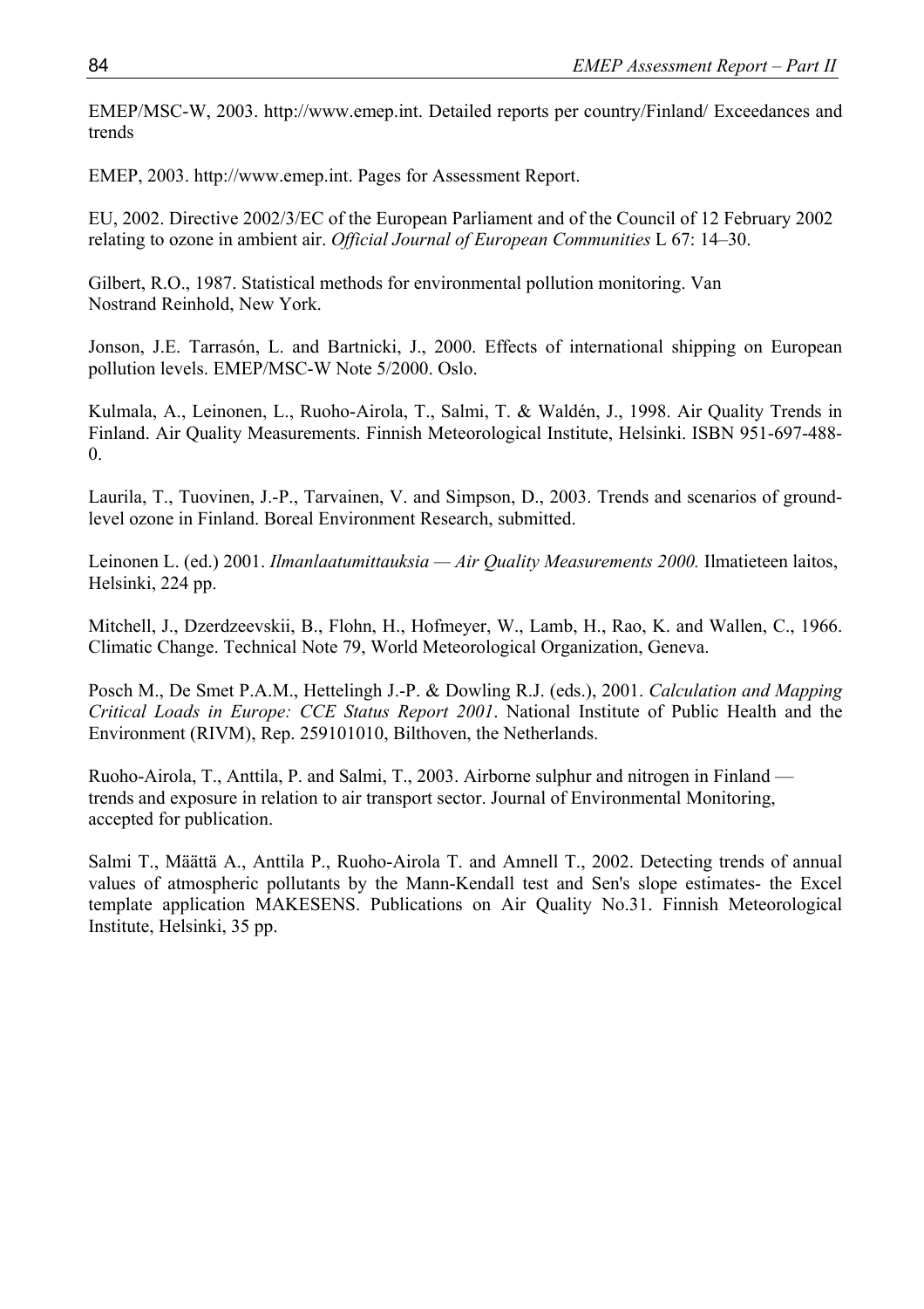EMEP/MSC-W, 2003. http://www.emep.int. Detailed reports per country/Finland/ Exceedances and trends

EMEP, 2003. http://www.emep.int. Pages for Assessment Report.

EU, 2002. Directive 2002/3/EC of the European Parliament and of the Council of 12 February 2002 relating to ozone in ambient air. *Official Journal of European Communities* L 67: 14–30.

Gilbert, R.O., 1987. Statistical methods for environmental pollution monitoring. Van Nostrand Reinhold, New York.

Jonson, J.E. Tarrasón, L. and Bartnicki, J., 2000. Effects of international shipping on European pollution levels. EMEP/MSC-W Note 5/2000. Oslo.

Kulmala, A., Leinonen, L., Ruoho-Airola, T., Salmi, T. & Waldén, J., 1998. Air Quality Trends in Finland. Air Quality Measurements. Finnish Meteorological Institute, Helsinki. ISBN 951-697-488-0.

Laurila, T., Tuovinen, J.-P., Tarvainen, V. and Simpson, D., 2003. Trends and scenarios of ground-level ozone in Finland. Boreal Environment Research, submitted.

Leinonen L. (ed.) 2001. *Ilmanlaatumittauksia — Air Quality Measurements 2000.* Ilmatieteen laitos, Helsinki, 224 pp.

Mitchell, J., Dzerdzeevskii, B., Flohn, H., Hofmeyer, W., Lamb, H., Rao, K. and Wallen, C., 1966. Climatic Change. Technical Note 79, World Meteorological Organization, Geneva.

Posch M., De Smet P.A.M., Hettelingh J.-P. & Dowling R.J. (eds.), 2001. *Calculation and Mapping Critical Loads in Europe: CCE Status Report 2001*. National Institute of Public Health and the Environment (RIVM), Rep. 259101010, Bilthoven, the Netherlands.

Ruoho-Airola, T., Anttila, P. and Salmi, T., 2003. Airborne sulphur and nitrogen in Finland — trends and exposure in relation to air transport sector. Journal of Environmental Monitoring, accepted for publication.

Salmi T., Määttä A., Anttila P., Ruoho-Airola T. and Amnell T., 2002. Detecting trends of annual values of atmospheric pollutants by the Mann-Kendall test and Sen's slope estimates- the Excel template application MAKESENS. Publications on Air Quality No.31. Finnish Meteorological Institute, Helsinki, 35 pp.